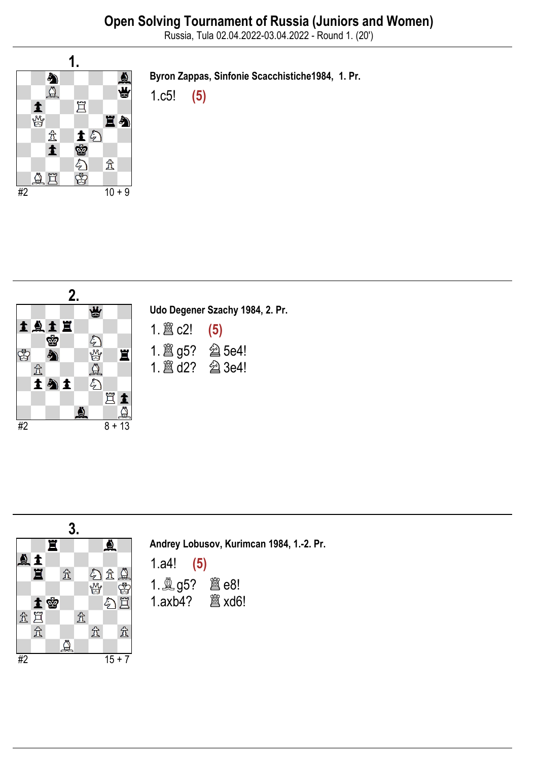# Open Solving Tournament of Russia (Juniors and Women)

Russia, Tula 02.04.2022-03.04.2022 - Round 1. (20')

## 1.

#2 — 10 + 9

**Byron Zappas, Sinfonie Scacchistiche1984, 1. Pr.**

1.c5! **(5)**

## 2.

#2 — 8 + 13

**Udo Degener Szachy 1984, 2. Pr.**

1.♖c2! **(5)**

1.♖g5? ♘5e4!
1.♖d2? ♘3e4!

## 3.

#2 — 15 + 7

**Andrey Lobusov, Kurimcan 1984, 1.-2. Pr.**

1.a4! **(5)**

1.♗g5? ♖e8!
1.axb4? ♖xd6!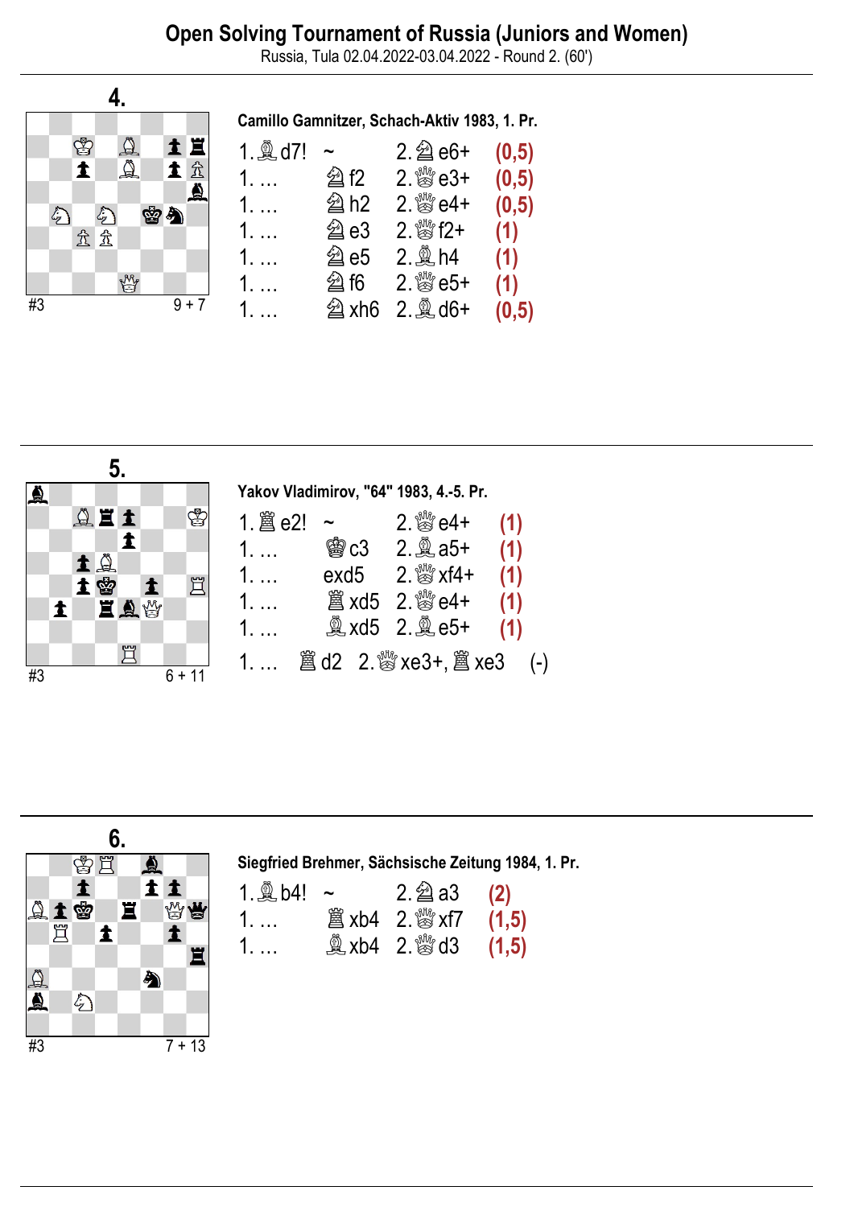# Open Solving Tournament of Russia (Juniors and Women)

Russia, Tula 02.04.2022-03.04.2022 - Round 2. (60')

## 4.

#3 9 + 7

**Camillo Gamnitzer, Schach-Aktiv 1983, 1. Pr.**

| | | | |
|---|---|---|---|
| 1.♗d7! | ~ | 2.♘e6+ | (0,5) |
| 1. … | ♘f2 | 2.♕e3+ | (0,5) |
| 1. … | ♘h2 | 2.♕e4+ | (0,5) |
| 1. … | ♘e3 | 2.♕f2+ | (1) |
| 1. … | ♘e5 | 2.♗h4 | (1) |
| 1. … | ♘f6 | 2.♕e5+ | (1) |
| 1. … | ♘xh6 | 2.♗d6+ | (0,5) |

## 5.

#3 6 + 11

**Yakov Vladimirov, "64" 1983, 4.-5. Pr.**

| | | | |
|---|---|---|---|
| 1.♖e2! | ~ | 2.♕e4+ | (1) |
| 1. … | ♔c3 | 2.♗a5+ | (1) |
| 1. … | exd5 | 2.♕xf4+ | (1) |
| 1. … | ♖xd5 | 2.♕e4+ | (1) |
| 1. … | ♗xd5 | 2.♗e5+ | (1) |

1. … ♖d2 2.♕xe3+, ♖xe3 (-)

## 6.

#3 7 + 13

**Siegfried Brehmer, Sächsische Zeitung 1984, 1. Pr.**

| | | | |
|---|---|---|---|
| 1.♗b4! | ~ | 2.♘a3 | (2) |
| 1. … | ♖xb4 | 2.♕xf7 | (1,5) |
| 1. … | ♗xb4 | 2.♕d3 | (1,5) |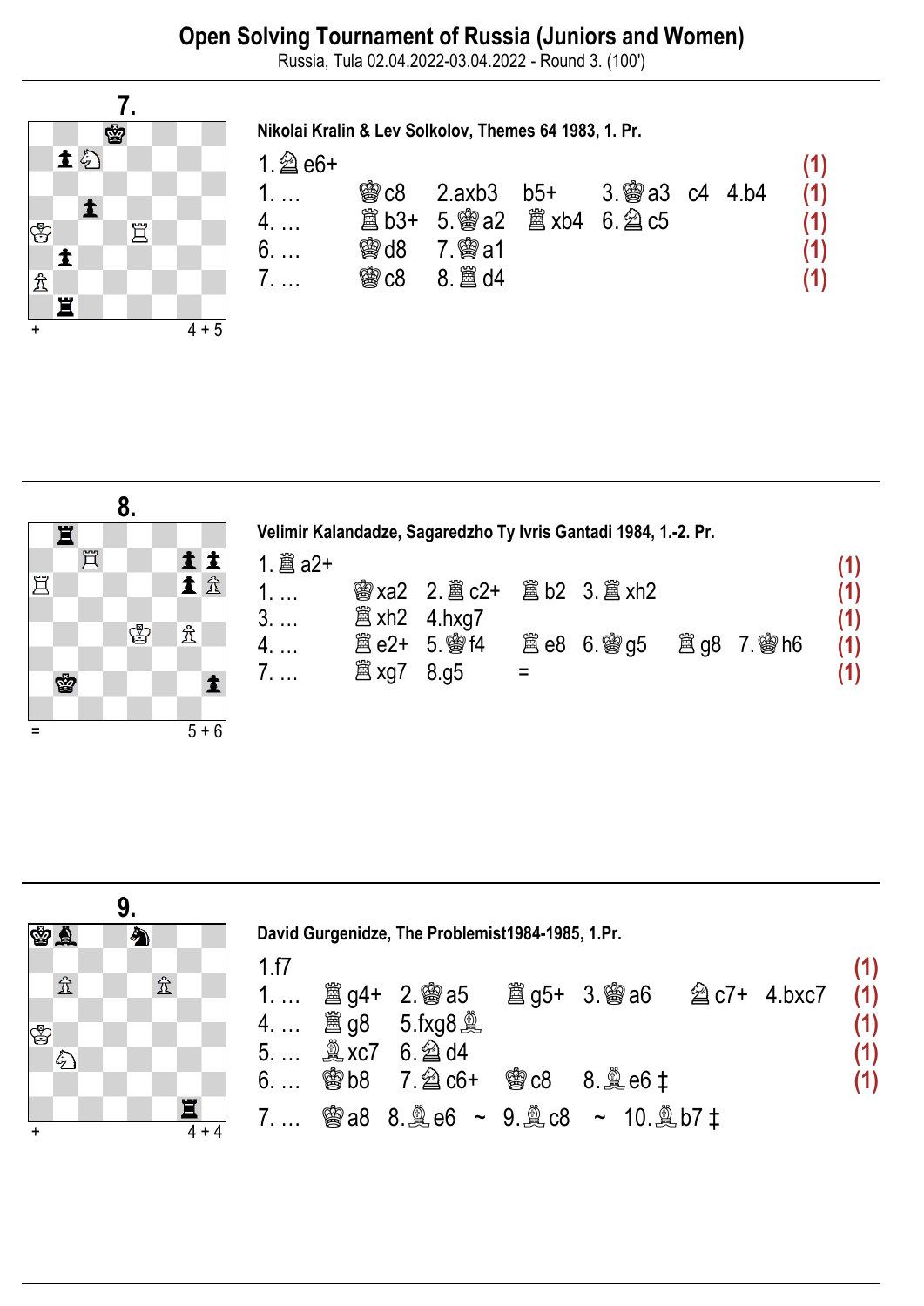# Open Solving Tournament of Russia (Juniors and Women)

Russia, Tula 02.04.2022-03.04.2022 - Round 3. (100')

## 7.

+ 4 + 5

**Nikolai Kralin & Lev Solkolov, Themes 64 1983, 1. Pr.**

| | | | | | | |
|---|---|---|---|---|---|---|
| 1.♘e6+ | | | | | | (1) |
| 1. … | ♔c8 | 2.axb3 | b5+ | 3.♔a3 | c4 4.b4 | (1) |
| 4. … | ♖b3+ | 5.♔a2 | ♖xb4 | 6.♘c5 | | (1) |
| 6. … | ♔d8 | 7.♔a1 | | | | (1) |
| 7. … | ♔c8 | 8.♖d4 | | | | (1) |

## 8.

= 5 + 6

**Velimir Kalandadze, Sagaredzho Ty Ivris Gantadi 1984, 1.-2. Pr.**

| | | | | | | |
|---|---|---|---|---|---|---|
| 1.♖a2+ | | | | | | (1) |
| 1. … | ♔xa2 | 2.♖c2+ | ♖b2 | 3.♖xh2 | | (1) |
| 3. … | ♖xh2 | 4.hxg7 | | | | (1) |
| 4. … | ♖e2+ | 5.♔f4 | ♖e8 | 6.♔g5 | ♖g8 7.♔h6 | (1) |
| 7. … | ♖xg7 | 8.g5 | = | | | (1) |

## 9.

+ 4 + 4

**David Gurgenidze, The Problemist1984-1985, 1.Pr.**

| | | | | | | |
|---|---|---|---|---|---|---|
| 1.f7 | | | | | | (1) |
| 1. … | ♖g4+ | 2.♔a5 | ♖g5+ | 3.♔a6 | ♘c7+ 4.bxc7 | (1) |
| 4. … | ♖g8 | 5.fxg8♗ | | | | (1) |
| 5. … | ♗xc7 | 6.♘d4 | | | | (1) |
| 6. … | ♔b8 | 7.♘c6+ | ♔c8 | 8.♗e6 ‡ | | (1) |
| 7. … | ♔a8 | 8.♗e6 ~ | 9.♗c8 ~ | 10.♗b7 ‡ | | |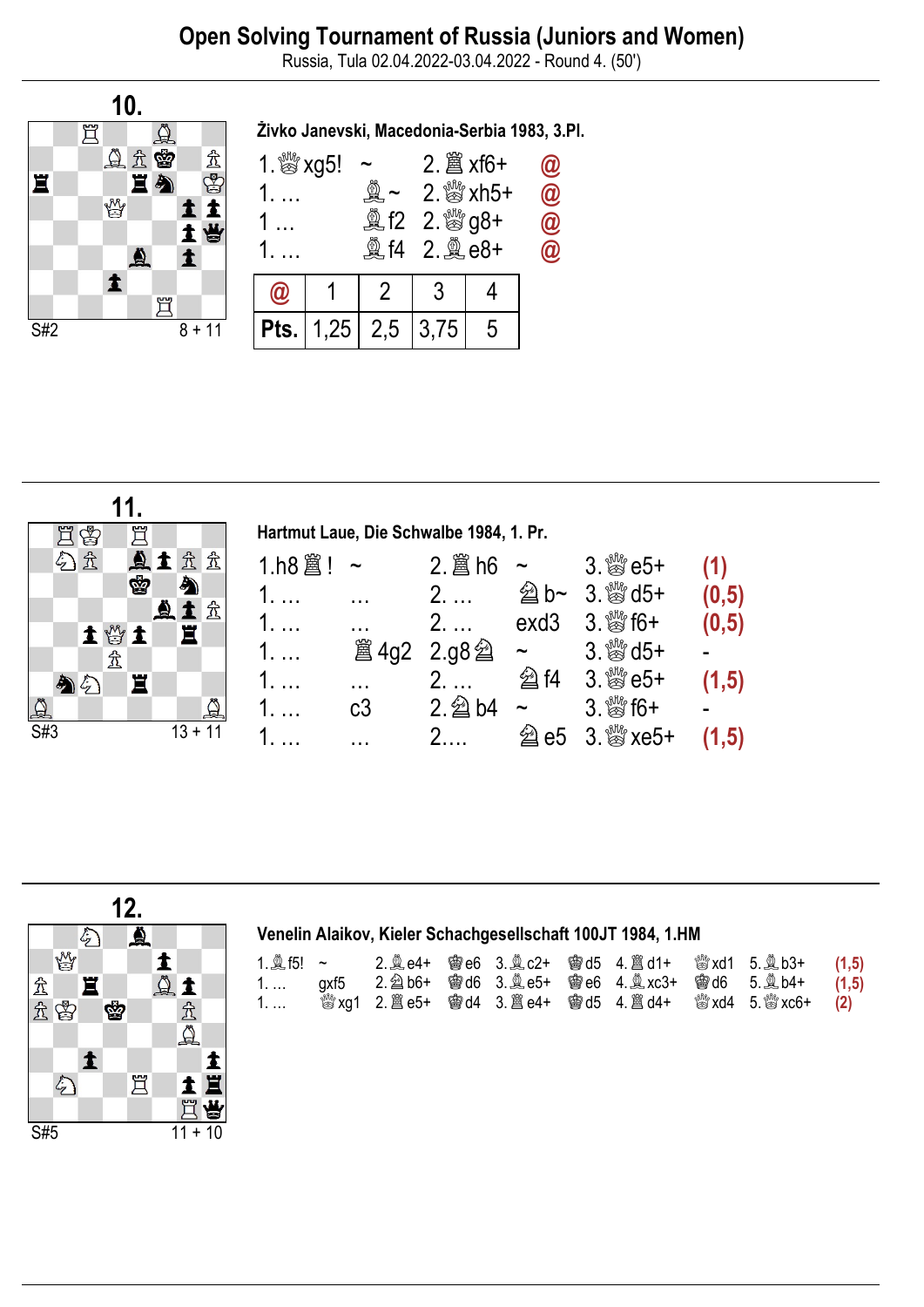# Open Solving Tournament of Russia (Juniors and Women)

Russia, Tula 02.04.2022-03.04.2022 - Round 4. (50')

## 10.

S#2 8 + 11

**Živko Janevski, Macedonia-Serbia 1983, 3.Pl.**

| | | | |
|---|---|---|---|
| 1. ♕xg5! | ~ | 2. ♖xf6+ | @ |
| 1. … | ♗~ | 2. ♕xh5+ | @ |
| 1 … | ♗f2 | 2. ♕g8+ | @ |
| 1. … | ♗f4 | 2. ♗e8+ | @ |

| @ | 1 | 2 | 3 | 4 |
|---|---|---|---|---|
| Pts. | 1,25 | 2,5 | 3,75 | 5 |

## 11.

S#3 13 + 11

**Hartmut Laue, Die Schwalbe 1984, 1. Pr.**

| | | | | | |
|---|---|---|---|---|---|
| 1.h8♖! | ~ | 2. ♖h6 | ~ | 3. ♕e5+ | (1) |
| 1. … | … | 2. … | ♘b~ | 3. ♕d5+ | (0,5) |
| 1. … | … | 2. … | exd3 | 3. ♕f6+ | (0,5) |
| 1. … | ♖4g2 | 2.g8♘ | ~ | 3. ♕d5+ | - |
| 1. … | … | 2. … | ♘f4 | 3. ♕e5+ | (1,5) |
| 1. … | c3 | 2. ♘b4 | ~ | 3. ♕f6+ | - |
| 1. … | … | 2.… | ♘e5 | 3. ♕xe5+ | (1,5) |

## 12.

S#5 11 + 10

**Venelin Alaikov, Kieler Schachgesellschaft 100JT 1984, 1.HM**

| | | | | | | | | | |
|---|---|---|---|---|---|---|---|---|---|
| 1.♗f5! | ~ | 2. ♗e4+ | ♚e6 | 3. ♗c2+ | ♚d5 | 4. ♖d1+ | ♕xd1 | 5. ♗b3+ | (1,5) |
| 1. … | gxf5 | 2. ♘b6+ | ♚d6 | 3. ♗e5+ | ♚e6 | 4. ♗xc3+ | ♚d6 | 5. ♗b4+ | (1,5) |
| 1. … | ♕xg1 | 2. ♖e5+ | ♚d4 | 3. ♖e4+ | ♚d5 | 4. ♖d4+ | ♕xd4 | 5. ♕xc6+ | (2) |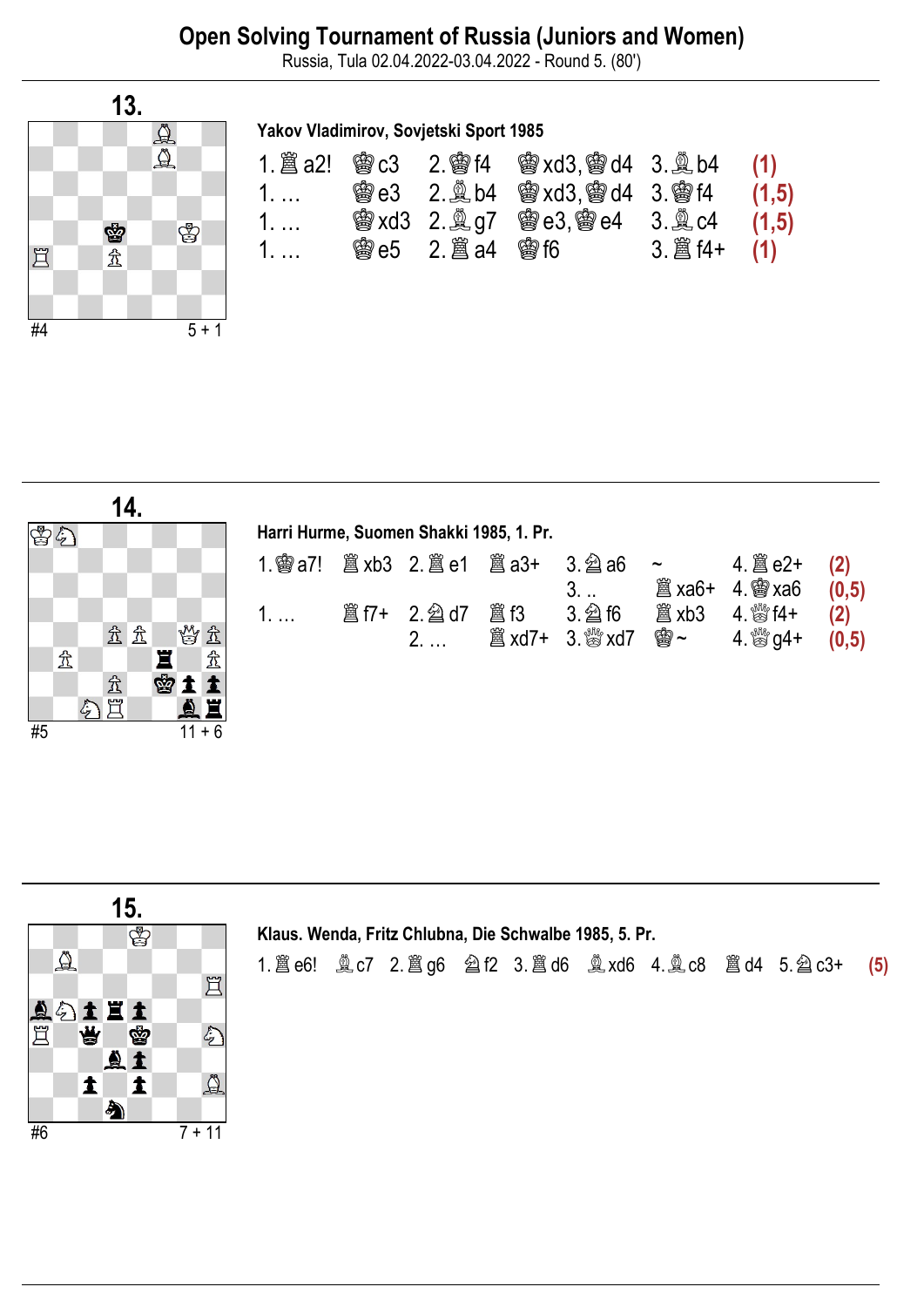## Open Solving Tournament of Russia (Juniors and Women)

Russia, Tula 02.04.2022-03.04.2022 - Round 5. (80')

---

### 13.

**Yakov Vladimirov, Sovjetski Sport 1985**

#4 — 5 + 1

| | | | | | |
|---|---|---|---|---|---|
| 1.♖a2! | ♔c3 | 2.♔f4 | ♔xd3,♔d4 | 3.♗b4 | **(1)** |
| 1. … | ♔e3 | 2.♗b4 | ♔xd3,♔d4 | 3.♔f4 | **(1,5)** |
| 1. … | ♔xd3 | 2.♗g7 | ♔e3,♔e4 | 3.♗c4 | **(1,5)** |
| 1. … | ♔e5 | 2.♖a4 | ♔f6 | 3.♖f4+ | **(1)** |

---

### 14.

**Harri Hurme, Suomen Shakki 1985, 1. Pr.**

#5 — 11 + 6

| | | | | | | | |
|---|---|---|---|---|---|---|---|
| 1.♔a7! | ♖xb3 | 2.♖e1 | ♖a3+ | 3.♘a6 | ~ | 4.♖e2+ | **(2)** |
| | | | | 3. .. | ♖xa6+ | 4.♔xa6 | **(0,5)** |
| 1. … | ♖f7+ | 2.♘d7 | ♖f3 | 3.♘f6 | ♖xb3 | 4.♕f4+ | **(2)** |
| | | 2. … | ♖xd7+ | 3.♕xd7 | ♔~ | 4.♕g4+ | **(0,5)** |

---

### 15.

**Klaus. Wenda, Fritz Chlubna, Die Schwalbe 1985, 5. Pr.**

#6 — 7 + 11

1.♖e6! ♗c7 2.♖g6 ♘f2 3.♖d6 ♗xd6 4.♗c8 ♖d4 5.♘c3+ **(5)**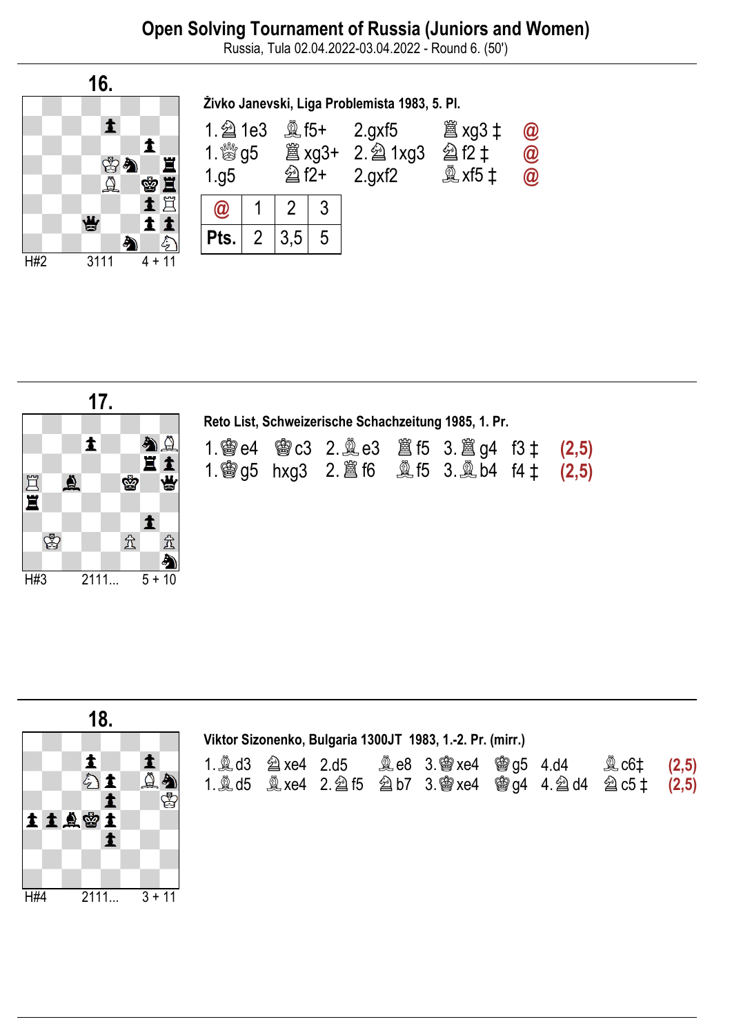# Open Solving Tournament of Russia (Juniors and Women)

Russia, Tula 02.04.2022-03.04.2022 - Round 6. (50')

## 16.

H#2 3111 4 + 11

**Živko Janevski, Liga Problemista 1983, 5. Pl.**

1.♘1e3 ♗f5+ 2.gxf5 ♖xg3 ‡ @
1.♕g5 ♖xg3+ 2.♘1xg3 ♘f2 ‡ @
1.g5 ♘f2+ 2.gxf2 ♗xf5 ‡ @

| @ | 1 | 2 | 3 |
|---|---|---|---|
| Pts. | 2 | 3,5 | 5 |

## 17.

H#3 2111... 5 + 10

**Reto List, Schweizerische Schachzeitung 1985, 1. Pr.**

1.♚e4 ♔c3 2.♝e3 ♖f5 3.♜g4 f3 ‡ (2,5)
1.♚g5 hxg3 2.♜f6 ♗f5 3.♝b4 f4 ‡ (2,5)

## 18.

H#4 2111... 3 + 11

**Viktor Sizonenko, Bulgaria 1300JT 1983, 1.-2. Pr. (mirr.)**

1.♝d3 ♘xe4 2.d5 ♗e8 3.♚xe4 ♔g5 4.d4 ♗c6‡ (2,5)
1.♝d5 ♗xe4 2.♞f5 ♘b7 3.♚xe4 ♔g4 4.♞d4 ♘c5 ‡ (2,5)